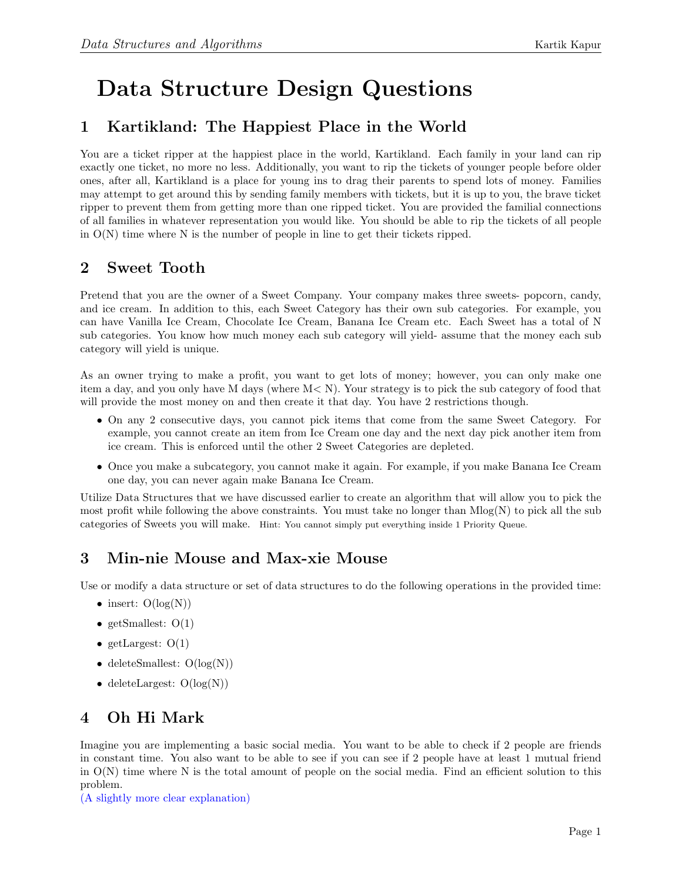# Data Structure Design Questions

## 1 Kartikland: The Happiest Place in the World

You are a ticket ripper at the happiest place in the world, Kartikland. Each family in your land can rip exactly one ticket, no more no less. Additionally, you want to rip the tickets of younger people before older ones, after all, Kartikland is a place for young ins to drag their parents to spend lots of money. Families may attempt to get around this by sending family members with tickets, but it is up to you, the brave ticket ripper to prevent them from getting more than one ripped ticket. You are provided the familial connections of all families in whatever representation you would like. You should be able to rip the tickets of all people in O(N) time where N is the number of people in line to get their tickets ripped.

## 2 Sweet Tooth

Pretend that you are the owner of a Sweet Company. Your company makes three sweets- popcorn, candy, and ice cream. In addition to this, each Sweet Category has their own sub categories. For example, you can have Vanilla Ice Cream, Chocolate Ice Cream, Banana Ice Cream etc. Each Sweet has a total of N sub categories. You know how much money each sub category will yield- assume that the money each sub category will yield is unique.

As an owner trying to make a profit, you want to get lots of money; however, you can only make one item a day, and you only have M days (where M< N). Your strategy is to pick the sub category of food that will provide the most money on and then create it that day. You have 2 restrictions though.

- On any 2 consecutive days, you cannot pick items that come from the same Sweet Category. For example, you cannot create an item from Ice Cream one day and the next day pick another item from ice cream. This is enforced until the other 2 Sweet Categories are depleted.
- Once you make a subcategory, you cannot make it again. For example, if you make Banana Ice Cream one day, you can never again make Banana Ice Cream.

Utilize Data Structures that we have discussed earlier to create an algorithm that will allow you to pick the most profit while following the above constraints. You must take no longer than Mlog(N) to pick all the sub categories of Sweets you will make. Hint: You cannot simply put everything inside 1 Priority Queue.

## 3 Min-nie Mouse and Max-xie Mouse

Use or modify a data structure or set of data structures to do the following operations in the provided time:

- insert: O(log(N))
- getSmallest: O(1)
- getLargest: O(1)
- deleteSmallest: O(log(N))
- deleteLargest: O(log(N))

## 4 Oh Hi Mark

Imagine you are implementing a basic social media. You want to be able to check if 2 people are friends in constant time. You also want to be able to see if you can see if 2 people have at least 1 mutual friend in O(N) time where N is the total amount of people on the social media. Find an efficient solution to this problem.

(A slightly more clear explanation)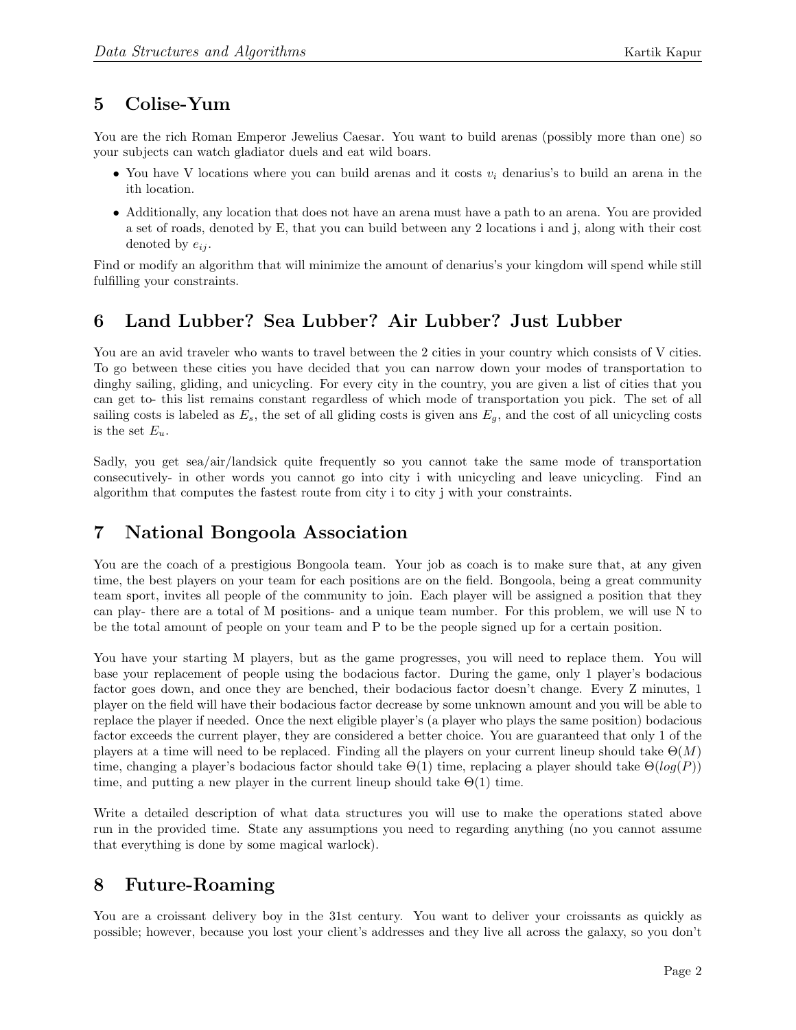## 5 Colise-Yum

You are the rich Roman Emperor Jewelius Caesar. You want to build arenas (possibly more than one) so your subjects can watch gladiator duels and eat wild boars.

- You have V locations where you can build arenas and it costs $v_i$ denarius's to build an arena in the ith location.
- Additionally, any location that does not have an arena must have a path to an arena. You are provided a set of roads, denoted by E, that you can build between any 2 locations i and j, along with their cost denoted by $e_{ij}$.

Find or modify an algorithm that will minimize the amount of denarius's your kingdom will spend while still fulfilling your constraints.

## 6 Land Lubber? Sea Lubber? Air Lubber? Just Lubber

You are an avid traveler who wants to travel between the 2 cities in your country which consists of V cities. To go between these cities you have decided that you can narrow down your modes of transportation to dinghy sailing, gliding, and unicycling. For every city in the country, you are given a list of cities that you can get to- this list remains constant regardless of which mode of transportation you pick. The set of all sailing costs is labeled as $E_s$, the set of all gliding costs is given ans $E_g$, and the cost of all unicycling costs is the set $E_u$.

Sadly, you get sea/air/landsick quite frequently so you cannot take the same mode of transportation consecutively- in other words you cannot go into city i with unicycling and leave unicycling. Find an algorithm that computes the fastest route from city i to city j with your constraints.

## 7 National Bongoola Association

You are the coach of a prestigious Bongoola team. Your job as coach is to make sure that, at any given time, the best players on your team for each positions are on the field. Bongoola, being a great community team sport, invites all people of the community to join. Each player will be assigned a position that they can play- there are a total of M positions- and a unique team number. For this problem, we will use N to be the total amount of people on your team and P to be the people signed up for a certain position.

You have your starting M players, but as the game progresses, you will need to replace them. You will base your replacement of people using the bodacious factor. During the game, only 1 player's bodacious factor goes down, and once they are benched, their bodacious factor doesn't change. Every Z minutes, 1 player on the field will have their bodacious factor decrease by some unknown amount and you will be able to replace the player if needed. Once the next eligible player's (a player who plays the same position) bodacious factor exceeds the current player, they are considered a better choice. You are guaranteed that only 1 of the players at a time will need to be replaced. Finding all the players on your current lineup should take $\Theta(M)$ time, changing a player's bodacious factor should take $\Theta(1)$ time, replacing a player should take $\Theta(log(P))$ time, and putting a new player in the current lineup should take $\Theta(1)$ time.

Write a detailed description of what data structures you will use to make the operations stated above run in the provided time. State any assumptions you need to regarding anything (no you cannot assume that everything is done by some magical warlock).

## 8 Future-Roaming

You are a croissant delivery boy in the 31st century. You want to deliver your croissants as quickly as possible; however, because you lost your client's addresses and they live all across the galaxy, so you don't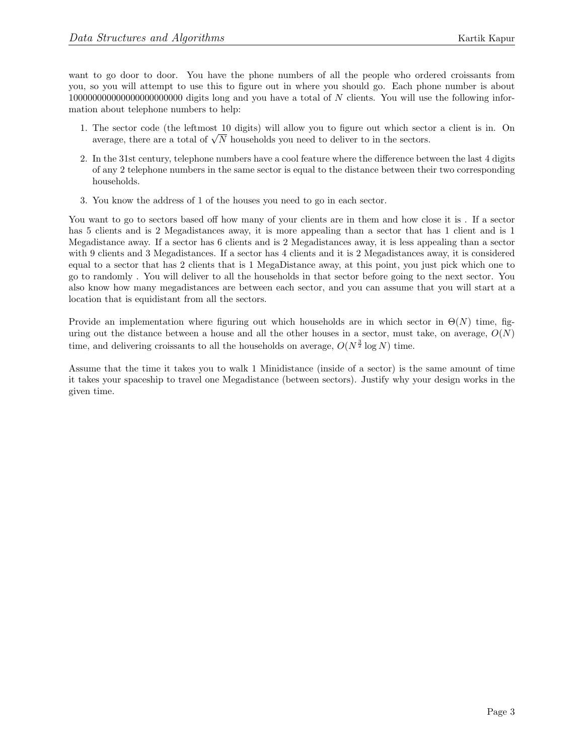want to go door to door. You have the phone numbers of all the people who ordered croissants from you, so you will attempt to use this to figure out in where you should go. Each phone number is about 1000000000000000000000000 digits long and you have a total of $N$ clients. You will use the following information about telephone numbers to help:

1. The sector code (the leftmost 10 digits) will allow you to figure out which sector a client is in. On average, there are a total of $\sqrt{N}$ households you need to deliver to in the sectors.
2. In the 31st century, telephone numbers have a cool feature where the difference between the last 4 digits of any 2 telephone numbers in the same sector is equal to the distance between their two corresponding households.
3. You know the address of 1 of the houses you need to go in each sector.

You want to go to sectors based off how many of your clients are in them and how close it is . If a sector has 5 clients and is 2 Megadistances away, it is more appealing than a sector that has 1 client and is 1 Megadistance away. If a sector has 6 clients and is 2 Megadistances away, it is less appealing than a sector with 9 clients and 3 Megadistances. If a sector has 4 clients and it is 2 Megadistances away, it is considered equal to a sector that has 2 clients that is 1 MegaDistance away, at this point, you just pick which one to go to randomly . You will deliver to all the households in that sector before going to the next sector. You also know how many megadistances are between each sector, and you can assume that you will start at a location that is equidistant from all the sectors.

Provide an implementation where figuring out which households are in which sector in $\Theta(N)$ time, figuring out the distance between a house and all the other houses in a sector, must take, on average, $O(N)$ time, and delivering croissants to all the households on average, $O(N^{\frac{3}{2}} \log N)$ time.

Assume that the time it takes you to walk 1 Minidistance (inside of a sector) is the same amount of time it takes your spaceship to travel one Megadistance (between sectors). Justify why your design works in the given time.